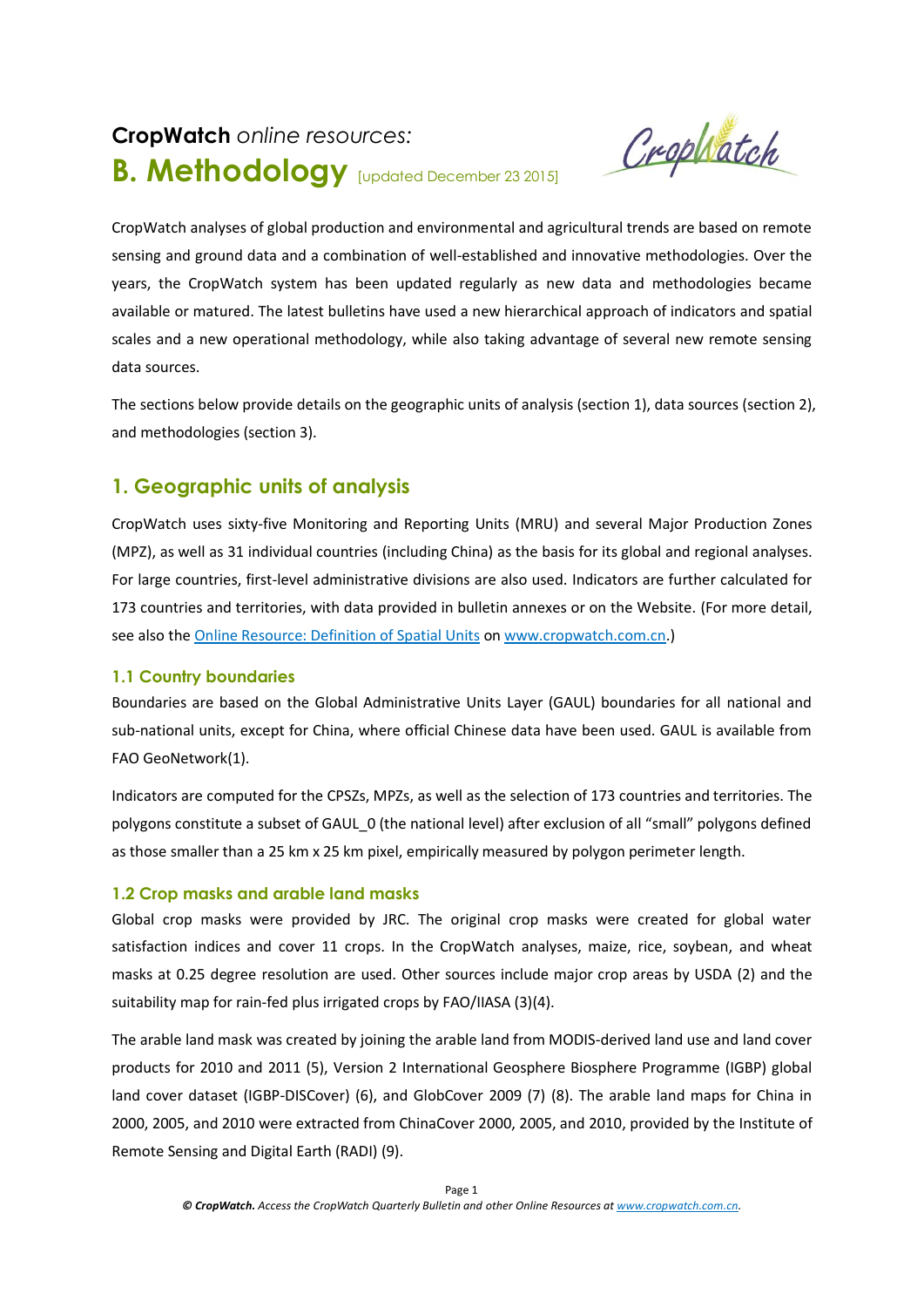# **CropWatch** *online resources:*

# B. Methodology [updated December 23 2015]

CropWatch analyses of global production and environmental and agricultural trends are based on remote sensing and ground data and a combination of well-established and innovative methodologies. Over the years, the CropWatch system has been updated regularly as new data and methodologies became available or matured. The latest bulletins have used a new hierarchical approach of indicators and spatial scales and a new operational methodology, while also taking advantage of several new remote sensing data sources.

The sections below provide details on the geographic units of analysis (section 1), data sources (section 2), and methodologies (section 3).

## 1. Geographic units of analysis

CropWatch uses sixty-five Monitoring and Reporting Units (MRU) and several Major Production Zones (MPZ), as well as 31 individual countries (including China) as the basis for its global and regional analyses. For large countries, first-level administrative divisions are also used. Indicators are further calculated for 173 countries and territories, with data provided in bulletin annexes or on the Website. (For more detail, see also the Online Resource: Definition of Spatial Units on www.cropwatch.com.cn.)

### 1.1 Country boundaries

Boundaries are based on the Global Administrative Units Layer (GAUL) boundaries for all national and sub-national units, except for China, where official Chinese data have been used. GAUL is available from FAO GeoNetwork(1).

Indicators are computed for the CPSZs, MPZs, as well as the selection of 173 countries and territories. The polygons constitute a subset of GAUL_0 (the national level) after exclusion of all "small" polygons defined as those smaller than a 25 km x 25 km pixel, empirically measured by polygon perimeter length.

### 1.2 Crop masks and arable land masks

Global crop masks were provided by JRC. The original crop masks were created for global water satisfaction indices and cover 11 crops. In the CropWatch analyses, maize, rice, soybean, and wheat masks at 0.25 degree resolution are used. Other sources include major crop areas by USDA (2) and the suitability map for rain-fed plus irrigated crops by FAO/IIASA (3)(4).

The arable land mask was created by joining the arable land from MODIS-derived land use and land cover products for 2010 and 2011 (5), Version 2 International Geosphere Biosphere Programme (IGBP) global land cover dataset (IGBP-DISCover) (6), and GlobCover 2009 (7) (8). The arable land maps for China in 2000, 2005, and 2010 were extracted from ChinaCover 2000, 2005, and 2010, provided by the Institute of Remote Sensing and Digital Earth (RADI) (9).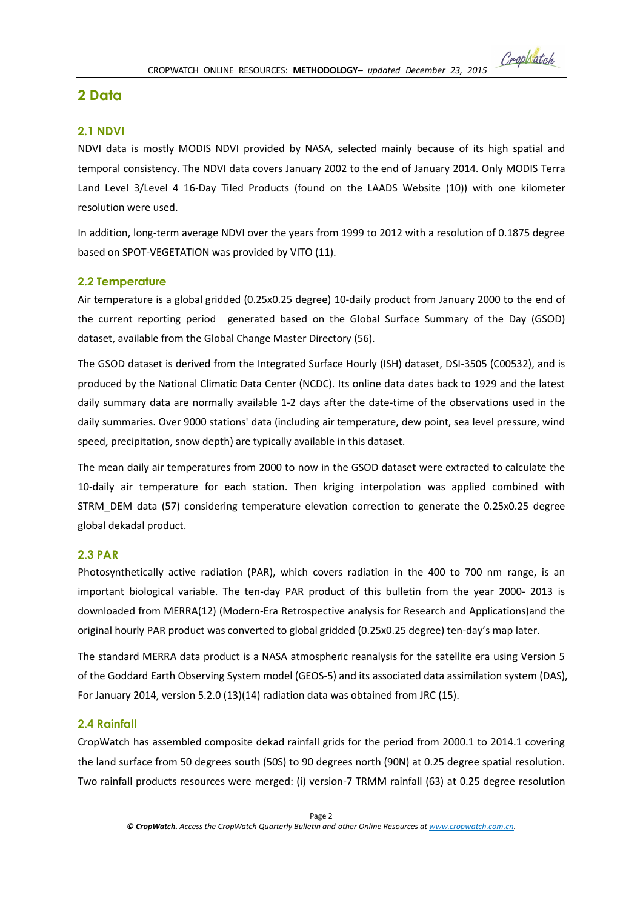# 2 Data

## 2.1 NDVI

NDVI data is mostly MODIS NDVI provided by NASA, selected mainly because of its high spatial and temporal consistency. The NDVI data covers January 2002 to the end of January 2014. Only MODIS Terra Land Level 3/Level 4 16-Day Tiled Products (found on the LAADS Website (10)) with one kilometer resolution were used.

In addition, long-term average NDVI over the years from 1999 to 2012 with a resolution of 0.1875 degree based on SPOT-VEGETATION was provided by VITO (11).

## 2.2 Temperature

Air temperature is a global gridded (0.25x0.25 degree) 10-daily product from January 2000 to the end of the current reporting period generated based on the Global Surface Summary of the Day (GSOD) dataset, available from the Global Change Master Directory (56).

The GSOD dataset is derived from the Integrated Surface Hourly (ISH) dataset, DSI-3505 (C00532), and is produced by the National Climatic Data Center (NCDC). Its online data dates back to 1929 and the latest daily summary data are normally available 1-2 days after the date-time of the observations used in the daily summaries. Over 9000 stations' data (including air temperature, dew point, sea level pressure, wind speed, precipitation, snow depth) are typically available in this dataset.

The mean daily air temperatures from 2000 to now in the GSOD dataset were extracted to calculate the 10-daily air temperature for each station. Then kriging interpolation was applied combined with STRM_DEM data (57) considering temperature elevation correction to generate the 0.25x0.25 degree global dekadal product.

## 2.3 PAR

Photosynthetically active radiation (PAR), which covers radiation in the 400 to 700 nm range, is an important biological variable. The ten-day PAR product of this bulletin from the year 2000- 2013 is downloaded from MERRA(12) (Modern-Era Retrospective analysis for Research and Applications)and the original hourly PAR product was converted to global gridded (0.25x0.25 degree) ten-day's map later.

The standard MERRA data product is a NASA atmospheric reanalysis for the satellite era using Version 5 of the Goddard Earth Observing System model (GEOS-5) and its associated data assimilation system (DAS), For January 2014, version 5.2.0 (13)(14) radiation data was obtained from JRC (15).

## 2.4 Rainfall

CropWatch has assembled composite dekad rainfall grids for the period from 2000.1 to 2014.1 covering the land surface from 50 degrees south (50S) to 90 degrees north (90N) at 0.25 degree spatial resolution. Two rainfall products resources were merged: (i) version-7 TRMM rainfall (63) at 0.25 degree resolution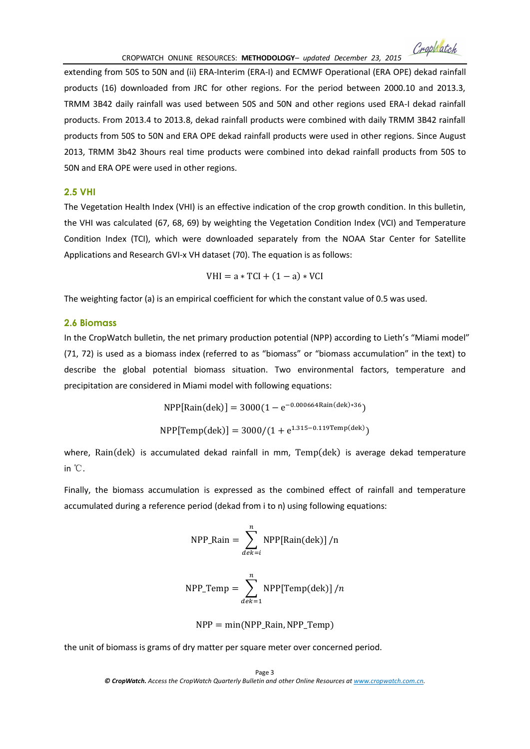extending from 50S to 50N and (ii) ERA-Interim (ERA-I) and ECMWF Operational (ERA OPE) dekad rainfall products (16) downloaded from JRC for other regions. For the period between 2000.10 and 2013.3, TRMM 3B42 daily rainfall was used between 50S and 50N and other regions used ERA-I dekad rainfall products. From 2013.4 to 2013.8, dekad rainfall products were combined with daily TRMM 3B42 rainfall products from 50S to 50N and ERA OPE dekad rainfall products were used in other regions. Since August 2013, TRMM 3b42 3hours real time products were combined into dekad rainfall products from 50S to 50N and ERA OPE were used in other regions.

## 2.5 VHI

The Vegetation Health Index (VHI) is an effective indication of the crop growth condition. In this bulletin, the VHI was calculated (67, 68, 69) by weighting the Vegetation Condition Index (VCI) and Temperature Condition Index (TCI), which were downloaded separately from the NOAA Star Center for Satellite Applications and Research GVI-x VH dataset (70). The equation is as follows:

$$\mathrm{VHI} = \mathrm{a} * \mathrm{TCI} + (1 - \mathrm{a}) * \mathrm{VCI}$$

The weighting factor (a) is an empirical coefficient for which the constant value of 0.5 was used.

## 2.6 Biomass

In the CropWatch bulletin, the net primary production potential (NPP) according to Lieth's "Miami model" (71, 72) is used as a biomass index (referred to as "biomass" or "biomass accumulation" in the text) to describe the global potential biomass situation. Two environmental factors, temperature and precipitation are considered in Miami model with following equations:

$$\mathrm{NPP[Rain(dek)]} = 3000(1 - \mathrm{e}^{-0.000664\mathrm{Rain(dek)}*36})$$

$$\mathrm{NPP[Temp(dek)]} = 3000/(1 + \mathrm{e}^{1.315 - 0.119\mathrm{Temp(dek)}})$$

where, $\mathrm{Rain(dek)}$ is accumulated dekad rainfall in mm, $\mathrm{Temp(dek)}$ is average dekad temperature in ℃.

Finally, the biomass accumulation is expressed as the combined effect of rainfall and temperature accumulated during a reference period (dekad from i to n) using following equations:

$$\mathrm{NPP\_Rain} = \sum_{dek=i}^{n} \mathrm{NPP[Rain(dek)]}\,/\mathrm{n}$$

$$\mathrm{NPP\_Temp} = \sum_{dek=1}^{n} \mathrm{NPP[Temp(dek)]}\,/n$$

$$\mathrm{NPP} = \min(\mathrm{NPP\_Rain}, \mathrm{NPP\_Temp})$$

the unit of biomass is grams of dry matter per square meter over concerned period.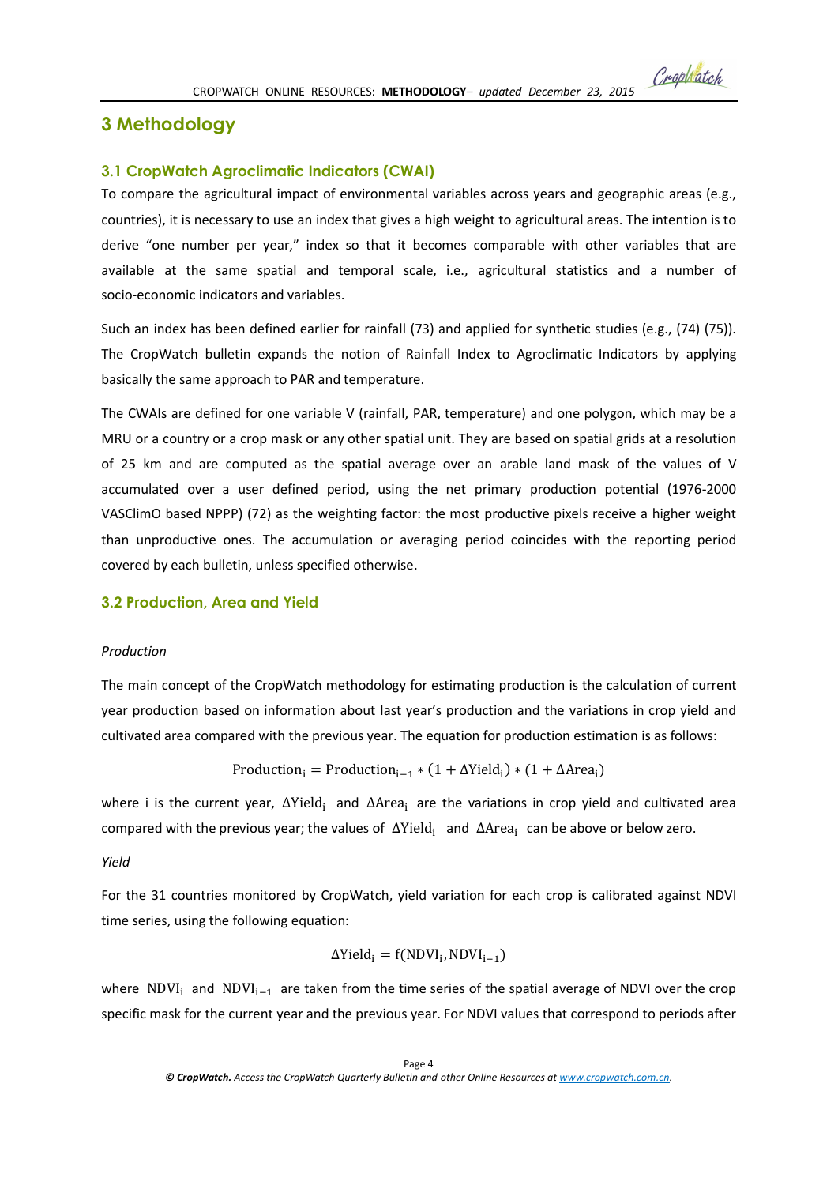# 3 Methodology

## 3.1 CropWatch Agroclimatic Indicators (CWAI)

To compare the agricultural impact of environmental variables across years and geographic areas (e.g., countries), it is necessary to use an index that gives a high weight to agricultural areas. The intention is to derive "one number per year," index so that it becomes comparable with other variables that are available at the same spatial and temporal scale, i.e., agricultural statistics and a number of socio-economic indicators and variables.

Such an index has been defined earlier for rainfall (73) and applied for synthetic studies (e.g., (74) (75)). The CropWatch bulletin expands the notion of Rainfall Index to Agroclimatic Indicators by applying basically the same approach to PAR and temperature.

The CWAIs are defined for one variable V (rainfall, PAR, temperature) and one polygon, which may be a MRU or a country or a crop mask or any other spatial unit. They are based on spatial grids at a resolution of 25 km and are computed as the spatial average over an arable land mask of the values of V accumulated over a user defined period, using the net primary production potential (1976-2000 VASClimO based NPPP) (72) as the weighting factor: the most productive pixels receive a higher weight than unproductive ones. The accumulation or averaging period coincides with the reporting period covered by each bulletin, unless specified otherwise.

## 3.2 Production, Area and Yield

*Production*

The main concept of the CropWatch methodology for estimating production is the calculation of current year production based on information about last year's production and the variations in crop yield and cultivated area compared with the previous year. The equation for production estimation is as follows:

$$\mathrm{Production_i} = \mathrm{Production_{i-1}} * (1 + \Delta\mathrm{Yield_i}) * (1 + \Delta\mathrm{Area_i})$$

where i is the current year, $\Delta\mathrm{Yield_i}$ and $\Delta\mathrm{Area_i}$ are the variations in crop yield and cultivated area compared with the previous year; the values of $\Delta\mathrm{Yield_i}$ and $\Delta\mathrm{Area_i}$ can be above or below zero.

*Yield*

For the 31 countries monitored by CropWatch, yield variation for each crop is calibrated against NDVI time series, using the following equation:

$$\Delta\mathrm{Yield_i} = \mathrm{f}(\mathrm{NDVI_i}, \mathrm{NDVI_{i-1}})$$

where $\mathrm{NDVI_i}$ and $\mathrm{NDVI_{i-1}}$ are taken from the time series of the spatial average of NDVI over the crop specific mask for the current year and the previous year. For NDVI values that correspond to periods after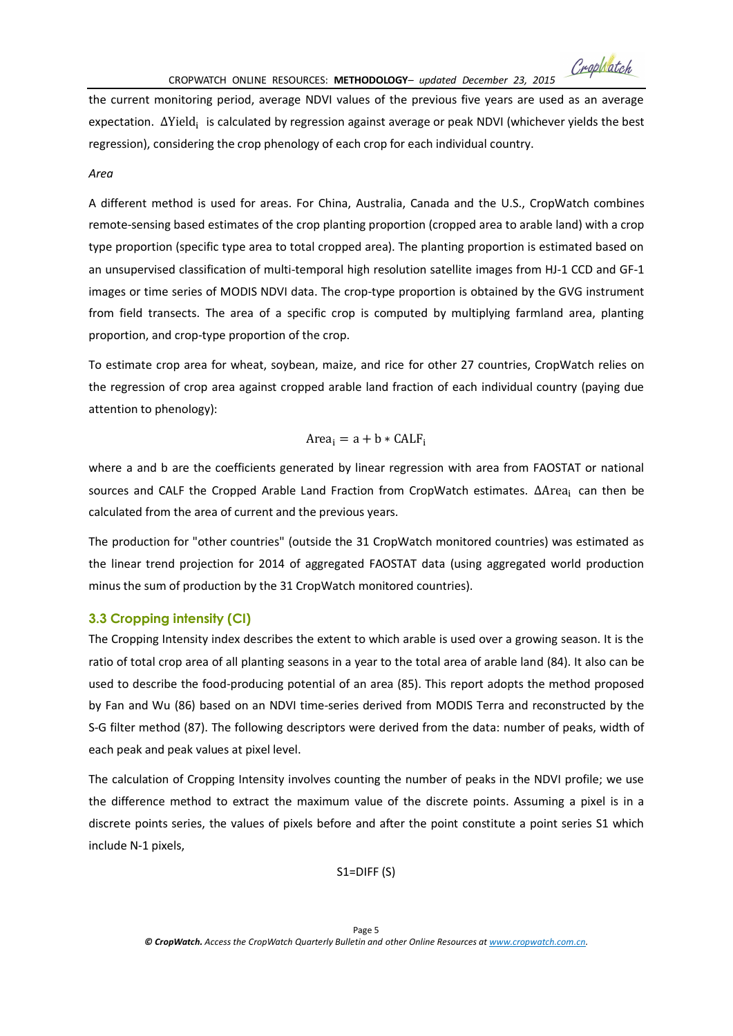the current monitoring period, average NDVI values of the previous five years are used as an average expectation. $\Delta\text{Yield}_i$ is calculated by regression against average or peak NDVI (whichever yields the best regression), considering the crop phenology of each crop for each individual country.

*Area*

A different method is used for areas. For China, Australia, Canada and the U.S., CropWatch combines remote-sensing based estimates of the crop planting proportion (cropped area to arable land) with a crop type proportion (specific type area to total cropped area). The planting proportion is estimated based on an unsupervised classification of multi-temporal high resolution satellite images from HJ-1 CCD and GF-1 images or time series of MODIS NDVI data. The crop-type proportion is obtained by the GVG instrument from field transects. The area of a specific crop is computed by multiplying farmland area, planting proportion, and crop-type proportion of the crop.

To estimate crop area for wheat, soybean, maize, and rice for other 27 countries, CropWatch relies on the regression of crop area against cropped arable land fraction of each individual country (paying due attention to phenology):

$$\text{Area}_i = \text{a} + \text{b} * \text{CALF}_i$$

where a and b are the coefficients generated by linear regression with area from FAOSTAT or national sources and CALF the Cropped Arable Land Fraction from CropWatch estimates. $\Delta\text{Area}_i$ can then be calculated from the area of current and the previous years.

The production for "other countries" (outside the 31 CropWatch monitored countries) was estimated as the linear trend projection for 2014 of aggregated FAOSTAT data (using aggregated world production minus the sum of production by the 31 CropWatch monitored countries).

### 3.3 Cropping intensity (CI)

The Cropping Intensity index describes the extent to which arable is used over a growing season. It is the ratio of total crop area of all planting seasons in a year to the total area of arable land (84). It also can be used to describe the food-producing potential of an area (85). This report adopts the method proposed by Fan and Wu (86) based on an NDVI time-series derived from MODIS Terra and reconstructed by the S-G filter method (87). The following descriptors were derived from the data: number of peaks, width of each peak and peak values at pixel level.

The calculation of Cropping Intensity involves counting the number of peaks in the NDVI profile; we use the difference method to extract the maximum value of the discrete points. Assuming a pixel is in a discrete points series, the values of pixels before and after the point constitute a point series S1 which include N-1 pixels,

$$S1 = \text{DIFF}(S)$$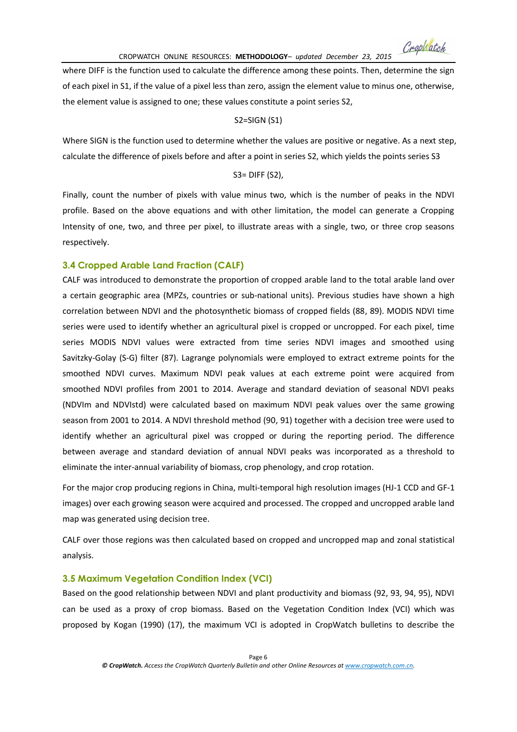where DIFF is the function used to calculate the difference among these points. Then, determine the sign of each pixel in S1, if the value of a pixel less than zero, assign the element value to minus one, otherwise, the element value is assigned to one; these values constitute a point series S2,

$$S2=SIGN\ (S1)$$

Where SIGN is the function used to determine whether the values are positive or negative. As a next step, calculate the difference of pixels before and after a point in series S2, which yields the points series S3

$$S3= DIFF\ (S2),$$

Finally, count the number of pixels with value minus two, which is the number of peaks in the NDVI profile. Based on the above equations and with other limitation, the model can generate a Cropping Intensity of one, two, and three per pixel, to illustrate areas with a single, two, or three crop seasons respectively.

### 3.4 Cropped Arable Land Fraction (CALF)

CALF was introduced to demonstrate the proportion of cropped arable land to the total arable land over a certain geographic area (MPZs, countries or sub-national units). Previous studies have shown a high correlation between NDVI and the photosynthetic biomass of cropped fields (88, 89). MODIS NDVI time series were used to identify whether an agricultural pixel is cropped or uncropped. For each pixel, time series MODIS NDVI values were extracted from time series NDVI images and smoothed using Savitzky-Golay (S-G) filter (87). Lagrange polynomials were employed to extract extreme points for the smoothed NDVI curves. Maximum NDVI peak values at each extreme point were acquired from smoothed NDVI profiles from 2001 to 2014. Average and standard deviation of seasonal NDVI peaks (NDVIm and NDVIstd) were calculated based on maximum NDVI peak values over the same growing season from 2001 to 2014. A NDVI threshold method (90, 91) together with a decision tree were used to identify whether an agricultural pixel was cropped or during the reporting period. The difference between average and standard deviation of annual NDVI peaks was incorporated as a threshold to eliminate the inter-annual variability of biomass, crop phenology, and crop rotation.

For the major crop producing regions in China, multi-temporal high resolution images (HJ-1 CCD and GF-1 images) over each growing season were acquired and processed. The cropped and uncropped arable land map was generated using decision tree.

CALF over those regions was then calculated based on cropped and uncropped map and zonal statistical analysis.

### 3.5 Maximum Vegetation Condition Index (VCI)

Based on the good relationship between NDVI and plant productivity and biomass (92, 93, 94, 95), NDVI can be used as a proxy of crop biomass. Based on the Vegetation Condition Index (VCI) which was proposed by Kogan (1990) (17), the maximum VCI is adopted in CropWatch bulletins to describe the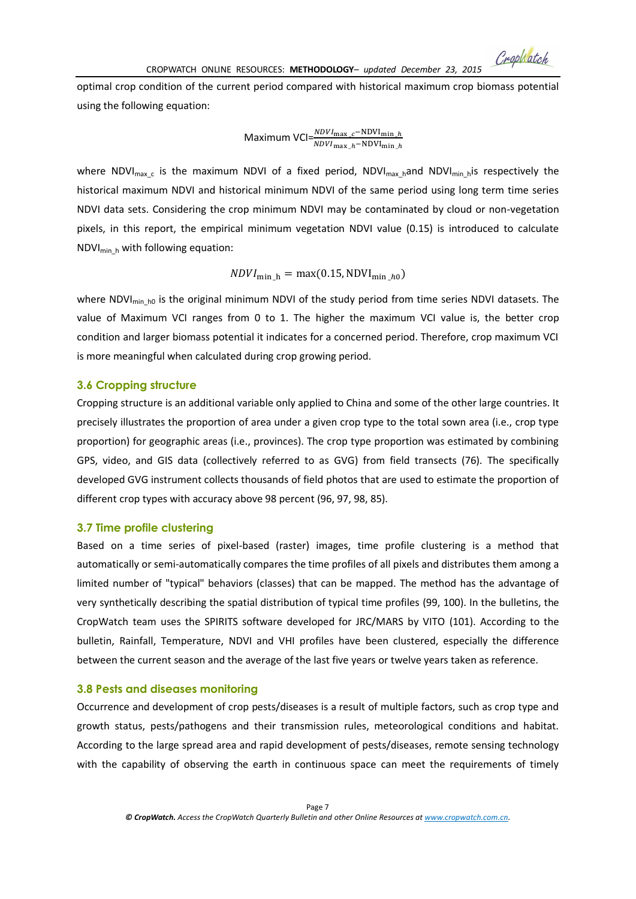optimal crop condition of the current period compared with historical maximum crop biomass potential using the following equation:

$$\text{Maximum VCI}=\frac{NDVI_{\max\_c}-\text{NDVI}_{\min\_h}}{NDVI_{\max\_h}-\text{NDVI}_{\min\_h}}$$

where $\text{NDVI}_{\text{max\_c}}$ is the maximum NDVI of a fixed period, $\text{NDVI}_{\text{max\_h}}$ and $\text{NDVI}_{\text{min\_h}}$ is respectively the historical maximum NDVI and historical minimum NDVI of the same period using long term time series NDVI data sets. Considering the crop minimum NDVI may be contaminated by cloud or non-vegetation pixels, in this report, the empirical minimum vegetation NDVI value (0.15) is introduced to calculate $\text{NDVI}_{\text{min\_h}}$ with following equation:

$$NDVI_{\min\_h} = \max(0.15, \text{NDVI}_{\min\_h0})$$

where $\text{NDVI}_{\text{min\_h0}}$ is the original minimum NDVI of the study period from time series NDVI datasets. The value of Maximum VCI ranges from 0 to 1. The higher the maximum VCI value is, the better crop condition and larger biomass potential it indicates for a concerned period. Therefore, crop maximum VCI is more meaningful when calculated during crop growing period.

### 3.6 Cropping structure

Cropping structure is an additional variable only applied to China and some of the other large countries. It precisely illustrates the proportion of area under a given crop type to the total sown area (i.e., crop type proportion) for geographic areas (i.e., provinces). The crop type proportion was estimated by combining GPS, video, and GIS data (collectively referred to as GVG) from field transects (76). The specifically developed GVG instrument collects thousands of field photos that are used to estimate the proportion of different crop types with accuracy above 98 percent (96, 97, 98, 85).

### 3.7 Time profile clustering

Based on a time series of pixel-based (raster) images, time profile clustering is a method that automatically or semi-automatically compares the time profiles of all pixels and distributes them among a limited number of "typical" behaviors (classes) that can be mapped. The method has the advantage of very synthetically describing the spatial distribution of typical time profiles (99, 100). In the bulletins, the CropWatch team uses the SPIRITS software developed for JRC/MARS by VITO (101). According to the bulletin, Rainfall, Temperature, NDVI and VHI profiles have been clustered, especially the difference between the current season and the average of the last five years or twelve years taken as reference.

### 3.8 Pests and diseases monitoring

Occurrence and development of crop pests/diseases is a result of multiple factors, such as crop type and growth status, pests/pathogens and their transmission rules, meteorological conditions and habitat. According to the large spread area and rapid development of pests/diseases, remote sensing technology with the capability of observing the earth in continuous space can meet the requirements of timely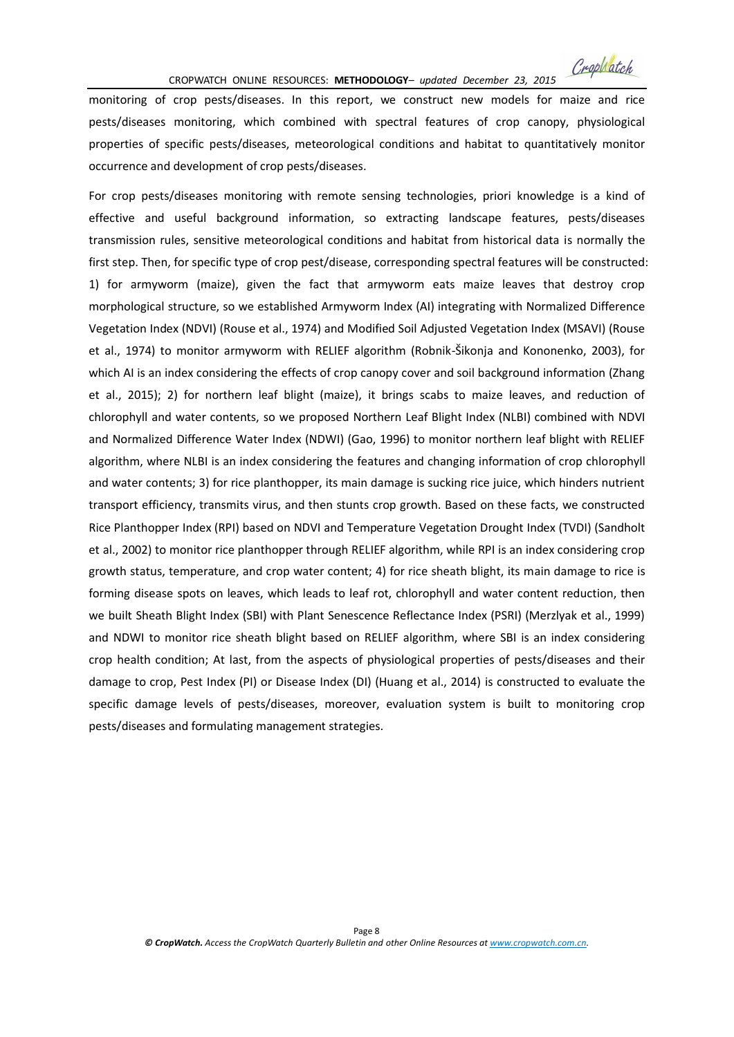monitoring of crop pests/diseases. In this report, we construct new models for maize and rice pests/diseases monitoring, which combined with spectral features of crop canopy, physiological properties of specific pests/diseases, meteorological conditions and habitat to quantitatively monitor occurrence and development of crop pests/diseases.

For crop pests/diseases monitoring with remote sensing technologies, priori knowledge is a kind of effective and useful background information, so extracting landscape features, pests/diseases transmission rules, sensitive meteorological conditions and habitat from historical data is normally the first step. Then, for specific type of crop pest/disease, corresponding spectral features will be constructed: 1) for armyworm (maize), given the fact that armyworm eats maize leaves that destroy crop morphological structure, so we established Armyworm Index (AI) integrating with Normalized Difference Vegetation Index (NDVI) (Rouse et al., 1974) and Modified Soil Adjusted Vegetation Index (MSAVI) (Rouse et al., 1974) to monitor armyworm with RELIEF algorithm (Robnik-Šikonja and Kononenko, 2003), for which AI is an index considering the effects of crop canopy cover and soil background information (Zhang et al., 2015); 2) for northern leaf blight (maize), it brings scabs to maize leaves, and reduction of chlorophyll and water contents, so we proposed Northern Leaf Blight Index (NLBI) combined with NDVI and Normalized Difference Water Index (NDWI) (Gao, 1996) to monitor northern leaf blight with RELIEF algorithm, where NLBI is an index considering the features and changing information of crop chlorophyll and water contents; 3) for rice planthopper, its main damage is sucking rice juice, which hinders nutrient transport efficiency, transmits virus, and then stunts crop growth. Based on these facts, we constructed Rice Planthopper Index (RPI) based on NDVI and Temperature Vegetation Drought Index (TVDI) (Sandholt et al., 2002) to monitor rice planthopper through RELIEF algorithm, while RPI is an index considering crop growth status, temperature, and crop water content; 4) for rice sheath blight, its main damage to rice is forming disease spots on leaves, which leads to leaf rot, chlorophyll and water content reduction, then we built Sheath Blight Index (SBI) with Plant Senescence Reflectance Index (PSRI) (Merzlyak et al., 1999) and NDWI to monitor rice sheath blight based on RELIEF algorithm, where SBI is an index considering crop health condition; At last, from the aspects of physiological properties of pests/diseases and their damage to crop, Pest Index (PI) or Disease Index (DI) (Huang et al., 2014) is constructed to evaluate the specific damage levels of pests/diseases, moreover, evaluation system is built to monitoring crop pests/diseases and formulating management strategies.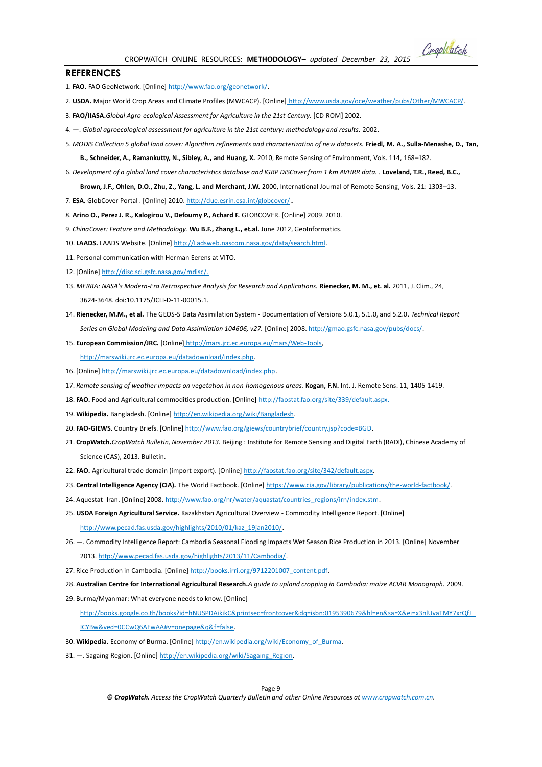## REFERENCES

1. **FAO.** FAO GeoNetwork. [Online] http://www.fao.org/geonetwork/.
2. **USDA.** Major World Crop Areas and Climate Profiles (MWCACP). [Online] http://www.usda.gov/oce/weather/pubs/Other/MWCACP/.
3. **FAO/IIASA.** *Global Agro-ecological Assessment for Agriculture in the 21st Century.* [CD-ROM] 2002.
4. —. *Global agroecological assessment for agriculture in the 21st century: methodology and results.* 2002.
5. *MODIS Collection 5 global land cover: Algorithm refinements and characterization of new datasets.* **Friedl, M. A., Sulla-Menashe, D., Tan, B., Schneider, A., Ramankutty, N., Sibley, A., and Huang, X.** 2010, Remote Sensing of Environment, Vols. 114, 168–182.
6. *Development of a global land cover characteristics database and IGBP DISCover from 1 km AVHRR data.* . **Loveland, T.R., Reed, B.C., Brown, J.F., Ohlen, D.O., Zhu, Z., Yang, L. and Merchant, J.W.** 2000, International Journal of Remote Sensing, Vols. 21: 1303–13.
7. **ESA.** GlobCover Portal . [Online] 2010. http://due.esrin.esa.int/globcover/..
8. **Arino O., Perez J. R., Kalogirou V., Defourny P., Achard F.** GLOBCOVER. [Online] 2009. 2010.
9. *ChinaCover: Feature and Methodology.* **Wu B.F., Zhang L., et.al.** June 2012, GeoInformatics.
10. **LAADS.** LAADS Website. [Online] http://Ladsweb.nascom.nasa.gov/data/search.html.
11. Personal communication with Herman Eerens at VITO.
12. [Online] http://disc.sci.gsfc.nasa.gov/mdisc/.
13. *MERRA: NASA's Modern-Era Retrospective Analysis for Research and Applications.* **Rienecker, M. M., et. al.** 2011, J. Clim., 24, 3624-3648. doi:10.1175/JCLI-D-11-00015.1.
14. **Rienecker, M.M., et al.** The GEOS-5 Data Assimilation System - Documentation of Versions 5.0.1, 5.1.0, and 5.2.0. *Technical Report Series on Global Modeling and Data Assimilation 104606, v27.* [Online] 2008. http://gmao.gsfc.nasa.gov/pubs/docs/.
15. **European Commission/JRC.** [Online] http://mars.jrc.ec.europa.eu/mars/Web-Tools, http://marswiki.jrc.ec.europa.eu/datadownload/index.php.
16. [Online] http://marswiki.jrc.ec.europa.eu/datadownload/index.php.
17. *Remote sensing of weather impacts on vegetation in non-homogenous areas.* **Kogan, F.N.** Int. J. Remote Sens. 11, 1405-1419.
18. **FAO.** Food and Agricultural commodities production. [Online] http://faostat.fao.org/site/339/default.aspx.
19. **Wikipedia.** Bangladesh. [Online] http://en.wikipedia.org/wiki/Bangladesh.
20. **FAO-GIEWS.** Country Briefs. [Online] http://www.fao.org/giews/countrybrief/country.jsp?code=BGD.
21. **CropWatch.** *CropWatch Bulletin, November 2013.* Beijing : Institute for Remote Sensing and Digital Earth (RADI), Chinese Academy of Science (CAS), 2013. Bulletin.
22. **FAO.** Agricultural trade domain (import export). [Online] http://faostat.fao.org/site/342/default.aspx.
23. **Central Intelligence Agency (CIA).** The World Factbook. [Online] https://www.cia.gov/library/publications/the-world-factbook/.
24. Aquestat- Iran. [Online] 2008. http://www.fao.org/nr/water/aquastat/countries_regions/irn/index.stm.
25. **USDA Foreign Agricultural Service.** Kazakhstan Agricultural Overview - Commodity Intelligence Report. [Online] http://www.pecad.fas.usda.gov/highlights/2010/01/kaz_19jan2010/.
26. —. Commodity Intelligence Report: Cambodia Seasonal Flooding Impacts Wet Season Rice Production in 2013. [Online] November 2013. http://www.pecad.fas.usda.gov/highlights/2013/11/Cambodia/.
27. Rice Production in Cambodia. [Online] http://books.irri.org/9712201007_content.pdf.
28. **Australian Centre for International Agricultural Research.** *A guide to upland cropping in Cambodia: maize ACIAR Monograph.* 2009.
29. Burma/Myanmar: What everyone needs to know. [Online] http://books.google.co.th/books?id=hNUSPDAikikC&printsec=frontcover&dq=isbn:0195390679&hl=en&sa=X&ei=x3nlUvaTMY7xrQfJ_ICYBw&ved=0CCwQ6AEwAA#v=onepage&q&f=false.
30. **Wikipedia.** Economy of Burma. [Online] http://en.wikipedia.org/wiki/Economy_of_Burma.
31. —. Sagaing Region. [Online] http://en.wikipedia.org/wiki/Sagaing_Region.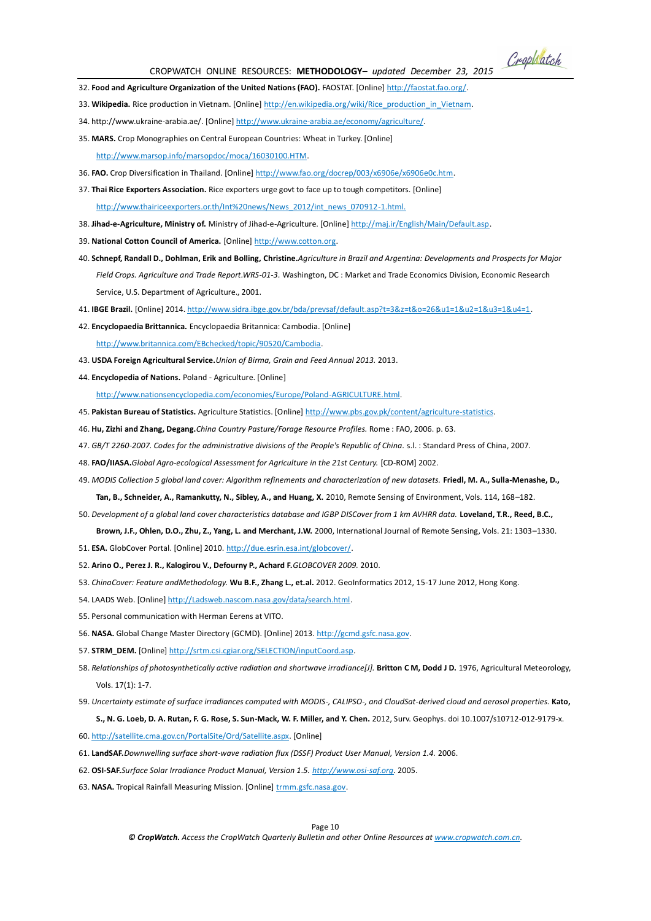32. **Food and Agriculture Organization of the United Nations (FAO).** FAOSTAT. [Online] http://faostat.fao.org/.
33. **Wikipedia.** Rice production in Vietnam. [Online] http://en.wikipedia.org/wiki/Rice_production_in_Vietnam.
34. http://www.ukraine-arabia.ae/. [Online] http://www.ukraine-arabia.ae/economy/agriculture/.
35. **MARS.** Crop Monographies on Central European Countries: Wheat in Turkey. [Online] http://www.marsop.info/marsopdoc/moca/16030100.HTM.
36. **FAO.** Crop Diversification in Thailand. [Online] http://www.fao.org/docrep/003/x6906e/x6906e0c.htm.
37. **Thai Rice Exporters Association.** Rice exporters urge govt to face up to tough competitors. [Online] http://www.thairiceexporters.or.th/Int%20news/News_2012/int_news_070912-1.html.
38. **Jihad-e-Agriculture, Ministry of.** Ministry of Jihad-e-Agriculture. [Online] http://maj.ir/English/Main/Default.asp.
39. **National Cotton Council of America.** [Online] http://www.cotton.org.
40. **Schnepf, Randall D., Dohlman, Erik and Bolling, Christine.** *Agriculture in Brazil and Argentina: Developments and Prospects for Major Field Crops. Agriculture and Trade Report.WRS-01-3.* Washington, DC : Market and Trade Economics Division, Economic Research Service, U.S. Department of Agriculture., 2001.
41. **IBGE Brazil.** [Online] 2014. http://www.sidra.ibge.gov.br/bda/prevsaf/default.asp?t=3&z=t&o=26&u1=1&u2=1&u3=1&u4=1.
42. **Encyclopaedia Brittannica.** Encyclopaedia Britannica: Cambodia. [Online] http://www.britannica.com/EBchecked/topic/90520/Cambodia.
43. **USDA Foreign Agricultural Service.** *Union of Birma, Grain and Feed Annual 2013.* 2013.
44. **Encyclopedia of Nations.** Poland - Agriculture. [Online] http://www.nationsencyclopedia.com/economies/Europe/Poland-AGRICULTURE.html.
45. **Pakistan Bureau of Statistics.** Agriculture Statistics. [Online] http://www.pbs.gov.pk/content/agriculture-statistics.
46. **Hu, Zizhi and Zhang, Degang.** *China Country Pasture/Forage Resource Profiles.* Rome : FAO, 2006. p. 63.
47. *GB/T 2260-2007. Codes for the administrative divisions of the People's Republic of China.* s.l. : Standard Press of China, 2007.
48. **FAO/IIASA.** *Global Agro-ecological Assessment for Agriculture in the 21st Century.* [CD-ROM] 2002.
49. *MODIS Collection 5 global land cover: Algorithm refinements and characterization of new datasets.* **Friedl, M. A., Sulla-Menashe, D., Tan, B., Schneider, A., Ramankutty, N., Sibley, A., and Huang, X.** 2010, Remote Sensing of Environment, Vols. 114, 168–182.
50. *Development of a global land cover characteristics database and IGBP DISCover from 1 km AVHRR data.* **Loveland, T.R., Reed, B.C., Brown, J.F., Ohlen, D.O., Zhu, Z., Yang, L. and Merchant, J.W.** 2000, International Journal of Remote Sensing, Vols. 21: 1303–1330.
51. **ESA.** GlobCover Portal. [Online] 2010. http://due.esrin.esa.int/globcover/.
52. **Arino O., Perez J. R., Kalogirou V., Defourny P., Achard F.** *GLOBCOVER 2009.* 2010.
53. *ChinaCover: Feature andMethodology.* **Wu B.F., Zhang L., et.al.** 2012. GeoInformatics 2012, 15-17 June 2012, Hong Kong.
54. LAADS Web. [Online] http://Ladsweb.nascom.nasa.gov/data/search.html.
55. Personal communication with Herman Eerens at VITO.
56. **NASA.** Global Change Master Directory (GCMD). [Online] 2013. http://gcmd.gsfc.nasa.gov.
57. **STRM_DEM.** [Online] http://srtm.csi.cgiar.org/SELECTION/inputCoord.asp.
58. *Relationships of photosynthetically active radiation and shortwave irradiance[J].* **Britton C M, Dodd J D.** 1976, Agricultural Meteorology, Vols. 17(1): 1-7.
59. *Uncertainty estimate of surface irradiances computed with MODIS-, CALIPSO-, and CloudSat-derived cloud and aerosol properties.* **Kato, S., N. G. Loeb, D. A. Rutan, F. G. Rose, S. Sun-Mack, W. F. Miller, and Y. Chen.** 2012, Surv. Geophys. doi 10.1007/s10712-012-9179-x.
60. http://satellite.cma.gov.cn/PortalSite/Ord/Satellite.aspx. [Online]
61. **LandSAF.** *Downwelling surface short-wave radiation flux (DSSF) Product User Manual, Version 1.4.* 2006.
62. **OSI-SAF.** *Surface Solar Irradiance Product Manual, Version 1.5. http://www.osi-saf.org.* 2005.
63. **NASA.** Tropical Rainfall Measuring Mission. [Online] trmm.gsfc.nasa.gov.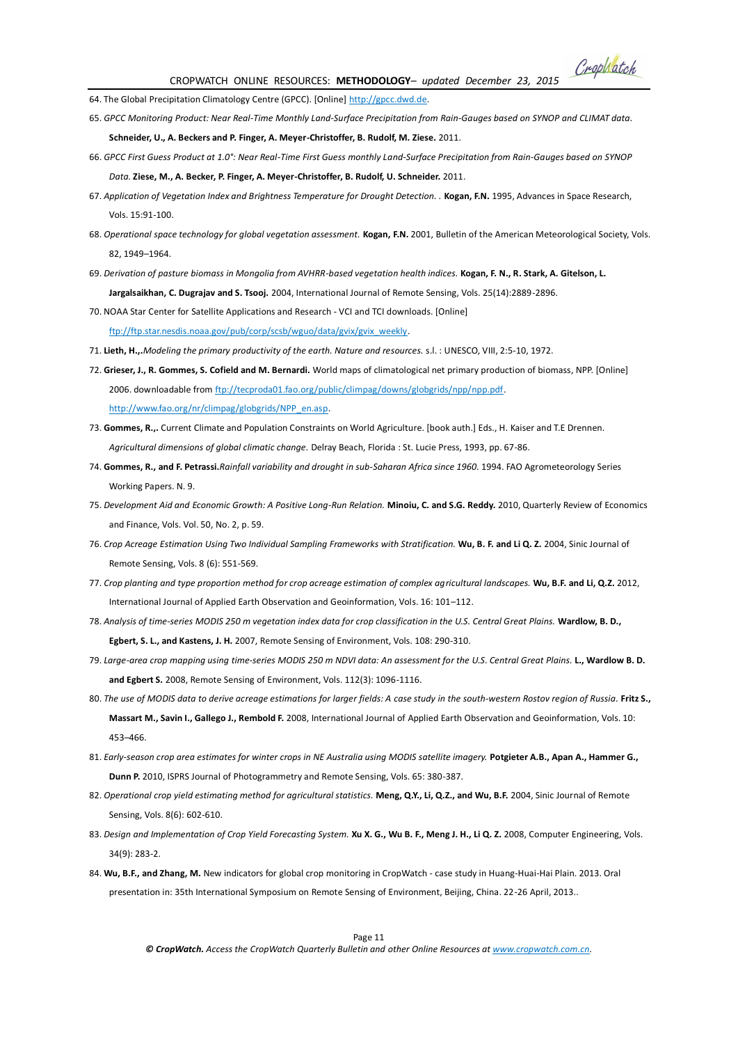64. The Global Precipitation Climatology Centre (GPCC). [Online] http://gpcc.dwd.de.

65. *GPCC Monitoring Product: Near Real-Time Monthly Land-Surface Precipitation from Rain-Gauges based on SYNOP and CLIMAT data.* **Schneider, U., A. Beckers and P. Finger, A. Meyer-Christoffer, B. Rudolf, M. Ziese.** 2011.

66. *GPCC First Guess Product at 1.0°: Near Real-Time First Guess monthly Land-Surface Precipitation from Rain-Gauges based on SYNOP Data.* **Ziese, M., A. Becker, P. Finger, A. Meyer-Christoffer, B. Rudolf, U. Schneider.** 2011.

67. *Application of Vegetation Index and Brightness Temperature for Drought Detection. .* **Kogan, F.N.** 1995, Advances in Space Research, Vols. 15:91-100.

68. *Operational space technology for global vegetation assessment.* **Kogan, F.N.** 2001, Bulletin of the American Meteorological Society, Vols. 82, 1949–1964.

69. *Derivation of pasture biomass in Mongolia from AVHRR-based vegetation health indices.* **Kogan, F. N., R. Stark, A. Gitelson, L. Jargalsaikhan, C. Dugrajav and S. Tsooj.** 2004, International Journal of Remote Sensing, Vols. 25(14):2889-2896.

70. NOAA Star Center for Satellite Applications and Research - VCI and TCI downloads. [Online] ftp://ftp.star.nesdis.noaa.gov/pub/corp/scsb/wguo/data/gvix/gvix_weekly.

71. **Lieth, H.,.***Modeling the primary productivity of the earth. Nature and resources.* s.l. : UNESCO, VIII, 2:5-10, 1972.

72. **Grieser, J., R. Gommes, S. Cofield and M. Bernardi.** World maps of climatological net primary production of biomass, NPP. [Online] 2006. downloadable from ftp://tecproda01.fao.org/public/climpag/downs/globgrids/npp/npp.pdf. http://www.fao.org/nr/climpag/globgrids/NPP_en.asp.

73. **Gommes, R.,.** Current Climate and Population Constraints on World Agriculture. [book auth.] Eds., H. Kaiser and T.E Drennen. *Agricultural dimensions of global climatic change.* Delray Beach, Florida : St. Lucie Press, 1993, pp. 67-86.

74. **Gommes, R., and F. Petrassi.***Rainfall variability and drought in sub-Saharan Africa since 1960.* 1994. FAO Agrometeorology Series Working Papers. N. 9.

75. *Development Aid and Economic Growth: A Positive Long-Run Relation.* **Minoiu, C. and S.G. Reddy.** 2010, Quarterly Review of Economics and Finance, Vols. Vol. 50, No. 2, p. 59.

76. *Crop Acreage Estimation Using Two Individual Sampling Frameworks with Stratification.* **Wu, B. F. and Li Q. Z.** 2004, Sinic Journal of Remote Sensing, Vols. 8 (6): 551-569.

77. *Crop planting and type proportion method for crop acreage estimation of complex agricultural landscapes.* **Wu, B.F. and Li, Q.Z.** 2012, International Journal of Applied Earth Observation and Geoinformation, Vols. 16: 101–112.

78. *Analysis of time-series MODIS 250 m vegetation index data for crop classification in the U.S. Central Great Plains.* **Wardlow, B. D., Egbert, S. L., and Kastens, J. H.** 2007, Remote Sensing of Environment, Vols. 108: 290-310.

79. *Large-area crop mapping using time-series MODIS 250 m NDVI data: An assessment for the U.S. Central Great Plains.* **L., Wardlow B. D. and Egbert S.** 2008, Remote Sensing of Environment, Vols. 112(3): 1096-1116.

80. *The use of MODIS data to derive acreage estimations for larger fields: A case study in the south-western Rostov region of Russia.* **Fritz S., Massart M., Savin I., Gallego J., Rembold F.** 2008, International Journal of Applied Earth Observation and Geoinformation, Vols. 10: 453–466.

81. *Early-season crop area estimates for winter crops in NE Australia using MODIS satellite imagery.* **Potgieter A.B., Apan A., Hammer G., Dunn P.** 2010, ISPRS Journal of Photogrammetry and Remote Sensing, Vols. 65: 380-387.

82. *Operational crop yield estimating method for agricultural statistics.* **Meng, Q.Y., Li, Q.Z., and Wu, B.F.** 2004, Sinic Journal of Remote Sensing, Vols. 8(6): 602-610.

83. *Design and Implementation of Crop Yield Forecasting System.* **Xu X. G., Wu B. F., Meng J. H., Li Q. Z.** 2008, Computer Engineering, Vols. 34(9): 283-2.

84. **Wu, B.F., and Zhang, M.** New indicators for global crop monitoring in CropWatch - case study in Huang-Huai-Hai Plain. 2013. Oral presentation in: 35th International Symposium on Remote Sensing of Environment, Beijing, China. 22-26 April, 2013..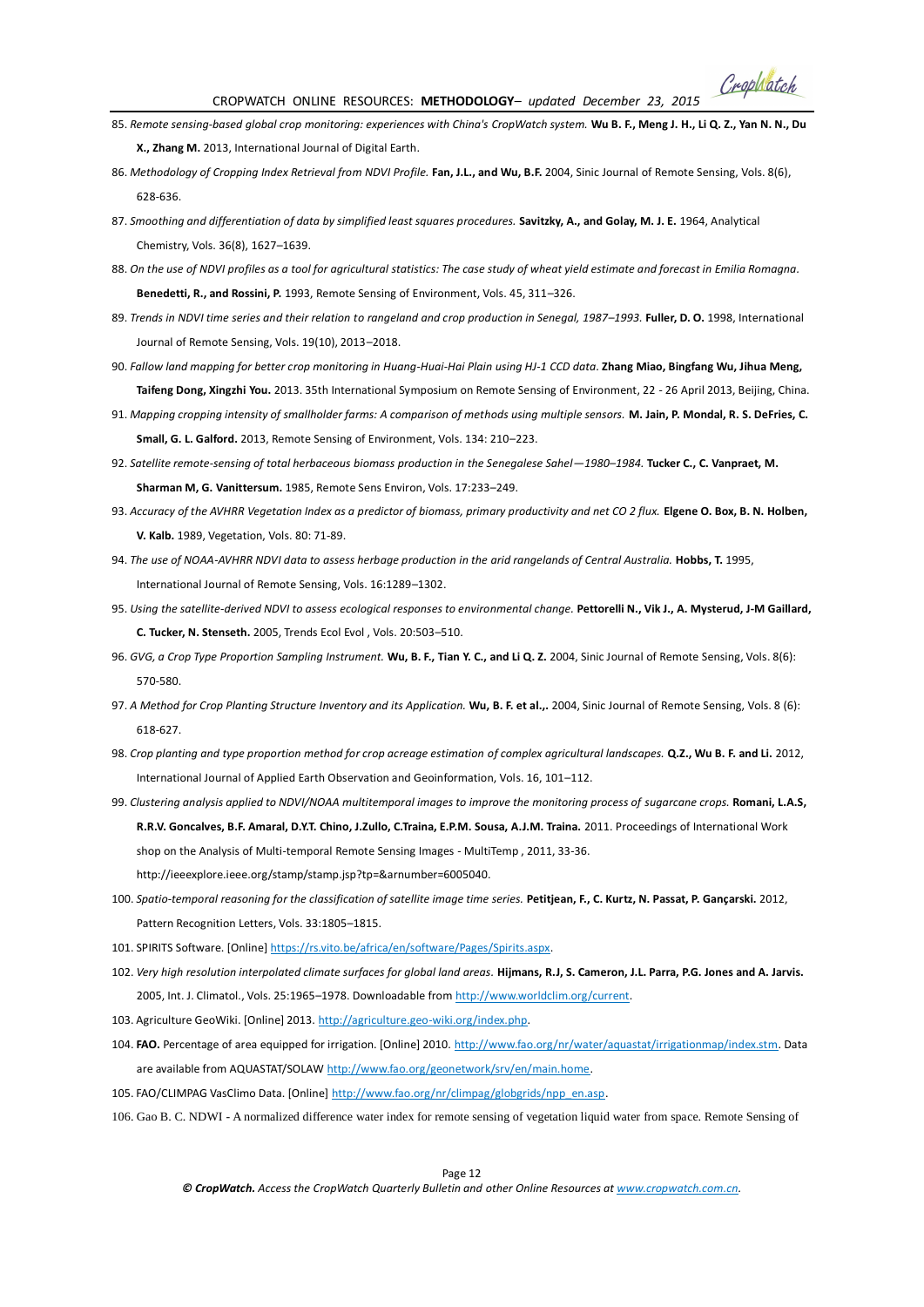85. *Remote sensing-based global crop monitoring: experiences with China's CropWatch system.* **Wu B. F., Meng J. H., Li Q. Z., Yan N. N., Du X., Zhang M.** 2013, International Journal of Digital Earth.

86. *Methodology of Cropping Index Retrieval from NDVI Profile.* **Fan, J.L., and Wu, B.F.** 2004, Sinic Journal of Remote Sensing, Vols. 8(6), 628-636.

87. *Smoothing and differentiation of data by simplified least squares procedures.* **Savitzky, A., and Golay, M. J. E.** 1964, Analytical Chemistry, Vols. 36(8), 1627–1639.

88. *On the use of NDVI profiles as a tool for agricultural statistics: The case study of wheat yield estimate and forecast in Emilia Romagna.* **Benedetti, R., and Rossini, P.** 1993, Remote Sensing of Environment, Vols. 45, 311–326.

89. *Trends in NDVI time series and their relation to rangeland and crop production in Senegal, 1987–1993.* **Fuller, D. O.** 1998, International Journal of Remote Sensing, Vols. 19(10), 2013–2018.

90. *Fallow land mapping for better crop monitoring in Huang-Huai-Hai Plain using HJ-1 CCD data.* **Zhang Miao, Bingfang Wu, Jihua Meng, Taifeng Dong, Xingzhi You.** 2013. 35th International Symposium on Remote Sensing of Environment, 22 - 26 April 2013, Beijing, China.

91. *Mapping cropping intensity of smallholder farms: A comparison of methods using multiple sensors.* **M. Jain, P. Mondal, R. S. DeFries, C. Small, G. L. Galford.** 2013, Remote Sensing of Environment, Vols. 134: 210–223.

92. *Satellite remote-sensing of total herbaceous biomass production in the Senegalese Sahel—1980–1984.* **Tucker C., C. Vanpraet, M. Sharman M, G. Vanittersum.** 1985, Remote Sens Environ, Vols. 17:233–249.

93. *Accuracy of the AVHRR Vegetation Index as a predictor of biomass, primary productivity and net CO 2 flux.* **Elgene O. Box, B. N. Holben, V. Kalb.** 1989, Vegetation, Vols. 80: 71-89.

94. *The use of NOAA-AVHRR NDVI data to assess herbage production in the arid rangelands of Central Australia.* **Hobbs, T.** 1995, International Journal of Remote Sensing, Vols. 16:1289–1302.

95. *Using the satellite-derived NDVI to assess ecological responses to environmental change.* **Pettorelli N., Vik J., A. Mysterud, J-M Gaillard, C. Tucker, N. Stenseth.** 2005, Trends Ecol Evol , Vols. 20:503–510.

96. *GVG, a Crop Type Proportion Sampling Instrument.* **Wu, B. F., Tian Y. C., and Li Q. Z.** 2004, Sinic Journal of Remote Sensing, Vols. 8(6): 570-580.

97. *A Method for Crop Planting Structure Inventory and its Application.* **Wu, B. F. et al.,.** 2004, Sinic Journal of Remote Sensing, Vols. 8 (6): 618-627.

98. *Crop planting and type proportion method for crop acreage estimation of complex agricultural landscapes.* **Q.Z., Wu B. F. and Li.** 2012, International Journal of Applied Earth Observation and Geoinformation, Vols. 16, 101–112.

99. *Clustering analysis applied to NDVI/NOAA multitemporal images to improve the monitoring process of sugarcane crops.* **Romani, L.A.S, R.R.V. Goncalves, B.F. Amaral, D.Y.T. Chino, J.Zullo, C.Traina, E.P.M. Sousa, A.J.M. Traina.** 2011. Proceedings of International Work shop on the Analysis of Multi-temporal Remote Sensing Images - MultiTemp , 2011, 33-36. http://ieeexplore.ieee.org/stamp/stamp.jsp?tp=&arnumber=6005040.

100. *Spatio-temporal reasoning for the classification of satellite image time series.* **Petitjean, F., C. Kurtz, N. Passat, P. Gançarski.** 2012, Pattern Recognition Letters, Vols. 33:1805–1815.

101. SPIRITS Software. [Online] https://rs.vito.be/africa/en/software/Pages/Spirits.aspx.

102. *Very high resolution interpolated climate surfaces for global land areas.* **Hijmans, R.J, S. Cameron, J.L. Parra, P.G. Jones and A. Jarvis.** 2005, Int. J. Climatol., Vols. 25:1965–1978. Downloadable from http://www.worldclim.org/current.

103. Agriculture GeoWiki. [Online] 2013. http://agriculture.geo-wiki.org/index.php.

104. **FAO.** Percentage of area equipped for irrigation. [Online] 2010. http://www.fao.org/nr/water/aquastat/irrigationmap/index.stm. Data are available from AQUASTAT/SOLAW http://www.fao.org/geonetwork/srv/en/main.home.

105. FAO/CLIMPAG VasClimo Data. [Online] http://www.fao.org/nr/climpag/globgrids/npp_en.asp.

106. Gao B. C. NDWI - A normalized difference water index for remote sensing of vegetation liquid water from space. Remote Sensing of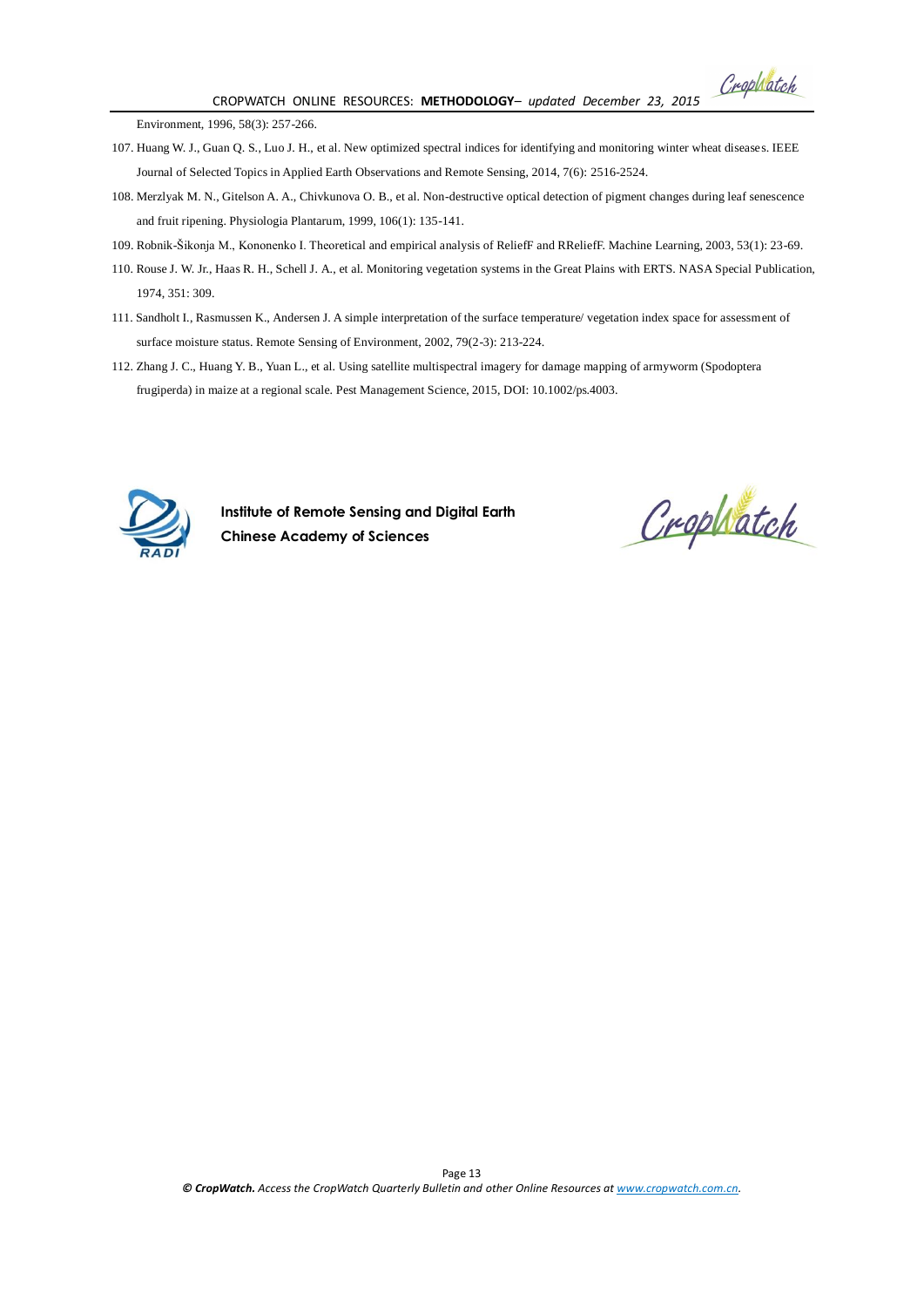Environment, 1996, 58(3): 257-266.

107. Huang W. J., Guan Q. S., Luo J. H., et al. New optimized spectral indices for identifying and monitoring winter wheat diseases. IEEE Journal of Selected Topics in Applied Earth Observations and Remote Sensing, 2014, 7(6): 2516-2524.
108. Merzlyak M. N., Gitelson A. A., Chivkunova O. B., et al. Non-destructive optical detection of pigment changes during leaf senescence and fruit ripening. Physiologia Plantarum, 1999, 106(1): 135-141.
109. Robnik-Šikonja M., Kononenko I. Theoretical and empirical analysis of ReliefF and RReliefF. Machine Learning, 2003, 53(1): 23-69.
110. Rouse J. W. Jr., Haas R. H., Schell J. A., et al. Monitoring vegetation systems in the Great Plains with ERTS. NASA Special Publication, 1974, 351: 309.
111. Sandholt I., Rasmussen K., Andersen J. A simple interpretation of the surface temperature/ vegetation index space for assessment of surface moisture status. Remote Sensing of Environment, 2002, 79(2-3): 213-224.
112. Zhang J. C., Huang Y. B., Yuan L., et al. Using satellite multispectral imagery for damage mapping of armyworm (Spodoptera frugiperda) in maize at a regional scale. Pest Management Science, 2015, DOI: 10.1002/ps.4003.

**Institute of Remote Sensing and Digital Earth**
**Chinese Academy of Sciences**